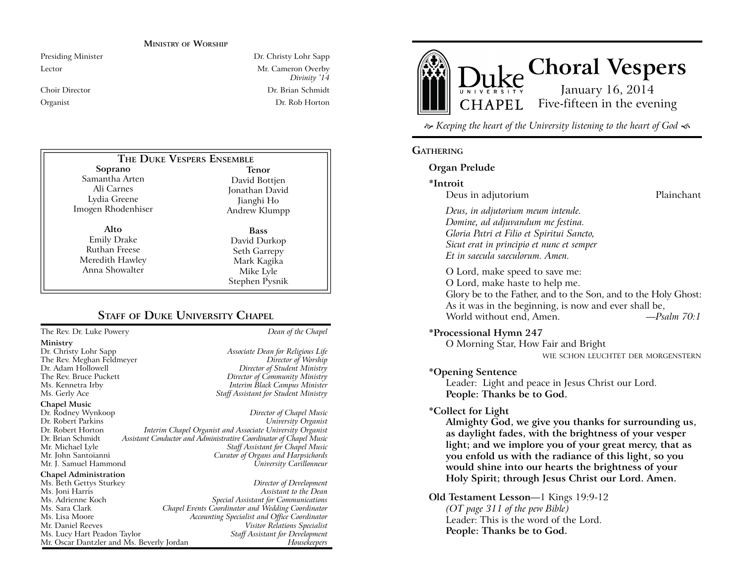### Ministry of Worship

| | |
|---|---|
| Presiding Minister | Dr. Christy Lohr Sapp |
| Lector | Mr. Cameron Overby *Divinity '14* |
| Choir Director | Dr. Brian Schmidt |
| Organist | Dr. Rob Horton |

### The Duke Vespers Ensemble

| Soprano | Tenor |
|---|---|
| Samantha Arten | David Bottjen |
| Ali Carnes | Jonathan David |
| Lydia Greene | Jianghi Ho |
| Imogen Rhodenhiser | Andrew Klumpp |

| Alto | Bass |
|---|---|
| Emily Drake | David Durkop |
| Ruthan Freese | Seth Garrepy |
| Meredith Hawley | Mark Kagika |
| Anna Showalter | Mike Lyle |
| | Stephen Pysnik |

## Staff of Duke University Chapel

| | |
|---|---|
| The Rev. Dr. Luke Powery | *Dean of the Chapel* |
| **Ministry** | |
| Dr. Christy Lohr Sapp | *Associate Dean for Religious Life* |
| The Rev. Meghan Feldmeyer | *Director of Worship* |
| Dr. Adam Hollowell | *Director of Student Ministry* |
| The Rev. Bruce Puckett | *Director of Community Ministry* |
| Ms. Kennetra Irby | *Interim Black Campus Minister* |
| Ms. Gerly Ace | *Staff Assistant for Student Ministry* |
| **Chapel Music** | |
| Dr. Rodney Wynkoop | *Director of Chapel Music* |
| Dr. Robert Parkins | *University Organist* |
| Dr. Robert Horton | *Interim Chapel Organist and Associate University Organist* |
| Dr. Brian Schmidt | *Assistant Conductor and Administrative Coordinator of Chapel Music* |
| Mr. Michael Lyle | *Staff Assistant for Chapel Music* |
| Mr. John Santoianni | *Curator of Organs and Harpsichords* |
| Mr. J. Samuel Hammond | *University Carillonneur* |
| **Chapel Administration** | |
| Ms. Beth Gettys Sturkey | *Director of Development* |
| Ms. Joni Harris | *Assistant to the Dean* |
| Ms. Adrienne Koch | *Special Assistant for Communications* |
| Ms. Sara Clark | *Chapel Events Coordinator and Wedding Coordinator* |
| Ms. Lisa Moore | *Accounting Specialist and Office Coordinator* |
| Mr. Daniel Reeves | *Visitor Relations Specialist* |
| Ms. Lucy Hart Peadon Taylor | *Staff Assistant for Development* |
| Mr. Oscar Dantzler and Ms. Beverly Jordan | *Housekeepers* |

# Duke University Chapel — Choral Vespers

January 16, 2014
Five-fifteen in the evening

*Keeping the heart of the University listening to the heart of God*

## Gathering

**Organ Prelude**

**\*Introit**
Deus in adjutorium — Plainchant

*Deus, in adjutorium meum intende.*
*Domine, ad adjuvandum me festina.*
*Gloria Patri et Filio et Spiritui Sancto,*
*Sicut erat in principio et nunc et semper*
*Et in saecula saeculorum. Amen.*

O Lord, make speed to save me:
O Lord, make haste to help me.
Glory be to the Father, and to the Son, and to the Holy Ghost:
As it was in the beginning, is now and ever shall be,
World without end, Amen. —*Psalm 70:1*

**\*Processional Hymn 247**
O Morning Star, How Fair and Bright
WIE SCHON LEUCHTET DER MORGENSTERN

**\*Opening Sentence**
Leader: Light and peace in Jesus Christ our Lord.
**People: Thanks be to God.**

**\*Collect for Light**
**Almighty God, we give you thanks for surrounding us, as daylight fades, with the brightness of your vesper light; and we implore you of your great mercy, that as you enfold us with the radiance of this light, so you would shine into our hearts the brightness of your Holy Spirit; through Jesus Christ our Lord. Amen.**

**Old Testament Lesson**—1 Kings 19:9-12
*(OT page 311 of the pew Bible)*
Leader: This is the word of the Lord.
**People: Thanks be to God.**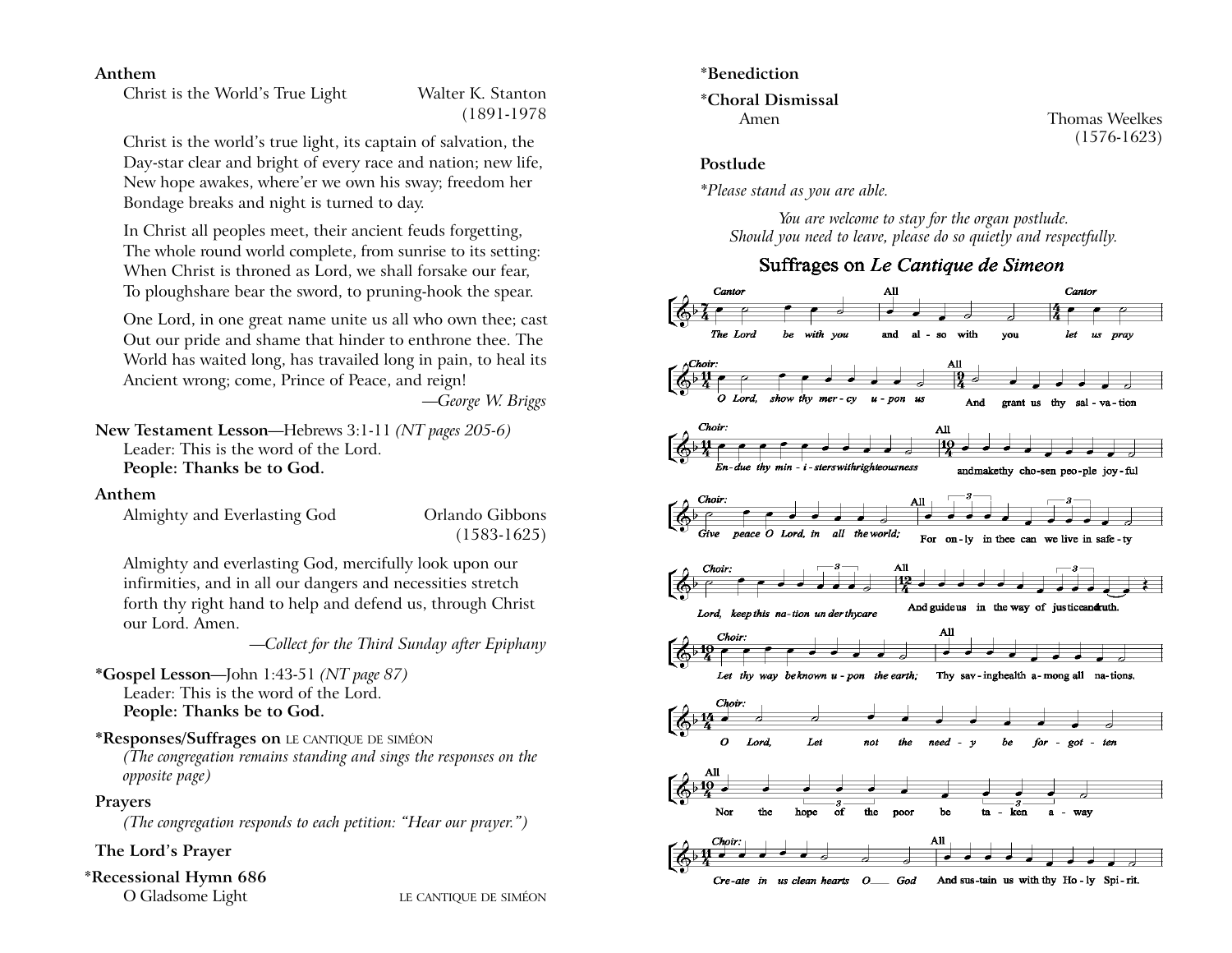**Anthem**

Christ is the World's True Light — Walter K. Stanton (1891-1978

Christ is the world's true light, its captain of salvation, the Day-star clear and bright of every race and nation; new life, New hope awakes, where'er we own his sway; freedom her Bondage breaks and night is turned to day.

In Christ all peoples meet, their ancient feuds forgetting, The whole round world complete, from sunrise to its setting: When Christ is throned as Lord, we shall forsake our fear, To ploughshare bear the sword, to pruning-hook the spear.

One Lord, in one great name unite us all who own thee; cast Out our pride and shame that hinder to enthrone thee. The World has waited long, has travailed long in pain, to heal its Ancient wrong; come, Prince of Peace, and reign!

*—George W. Briggs*

**New Testament Lesson—**Hebrews 3:1-11 *(NT pages 205-6)*
Leader: This is the word of the Lord.
**People: Thanks be to God.**

**Anthem**

Almighty and Everlasting God — Orlando Gibbons (1583-1625)

Almighty and everlasting God, mercifully look upon our infirmities, and in all our dangers and necessities stretch forth thy right hand to help and defend us, through Christ our Lord. Amen.

*—Collect for the Third Sunday after Epiphany*

***Gospel Lesson—**John 1:43-51 *(NT page 87)*
Leader: This is the word of the Lord.
**People: Thanks be to God.**

***Responses/Suffrages on** LE CANTIQUE DE SIMÉON
*(The congregation remains standing and sings the responses on the opposite page)*

**Prayers**
*(The congregation responds to each petition: "Hear our prayer.")*

**The Lord's Prayer**

***Recessional Hymn 686**
O Gladsome Light — LE CANTIQUE DE SIMÉON

***Benediction**

***Choral Dismissal**
Amen — Thomas Weelkes (1576-1623)

**Postlude**

*\*Please stand as you are able.*

*You are welcome to stay for the organ postlude. Should you need to leave, please do so quietly and respectfully.*

## Suffrages on *Le Cantique de Simeon*

*Cantor:* The Lord be with you
**All:** and also with you
*Cantor:* let us pray

**Choir:** O Lord, show thy mercy upon us
**All:** And grant us thy salvation

**Choir:** Endue thy ministers with righteousness
**All:** and make thy chosen people joyful

**Choir:** Give peace O Lord, in all the world;
**All:** For only in thee can we live in safety

**Choir:** Lord, keep this nation under thy care
**All:** And guide us in the way of justice and truth.

**Choir:** Let thy way be known upon the earth;
**All:** Thy saving health among all nations.

**Choir:** O Lord, Let not the needy be forgotten
**All:** Nor the hope of the poor be taken away

**Choir:** Create in us clean hearts O God
**All:** And sustain us with thy Holy Spirit.